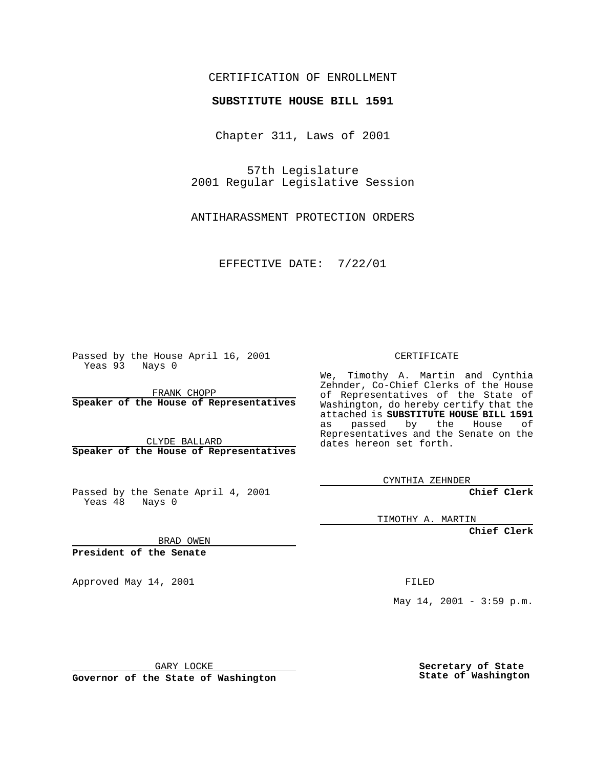CERTIFICATION OF ENROLLMENT

**SUBSTITUTE HOUSE BILL 1591**

Chapter 311, Laws of 2001

57th Legislature
2001 Regular Legislative Session

ANTIHARASSMENT PROTECTION ORDERS

EFFECTIVE DATE: 7/22/01

Passed by the House April 16, 2001
Yeas 93 Nays 0

FRANK CHOPP
**Speaker of the House of Representatives**

CLYDE BALLARD
**Speaker of the House of Representatives**

Passed by the Senate April 4, 2001
Yeas 48 Nays 0

BRAD OWEN
**President of the Senate**

Approved May 14, 2001

GARY LOCKE
**Governor of the State of Washington**

CERTIFICATE

We, Timothy A. Martin and Cynthia Zehnder, Co-Chief Clerks of the House of Representatives of the State of Washington, do hereby certify that the attached is **SUBSTITUTE HOUSE BILL 1591** as passed by the House of Representatives and the Senate on the dates hereon set forth.

CYNTHIA ZEHNDER
**Chief Clerk**

TIMOTHY A. MARTIN
**Chief Clerk**

FILED

May 14, 2001 - 3:59 p.m.

**Secretary of State**
**State of Washington**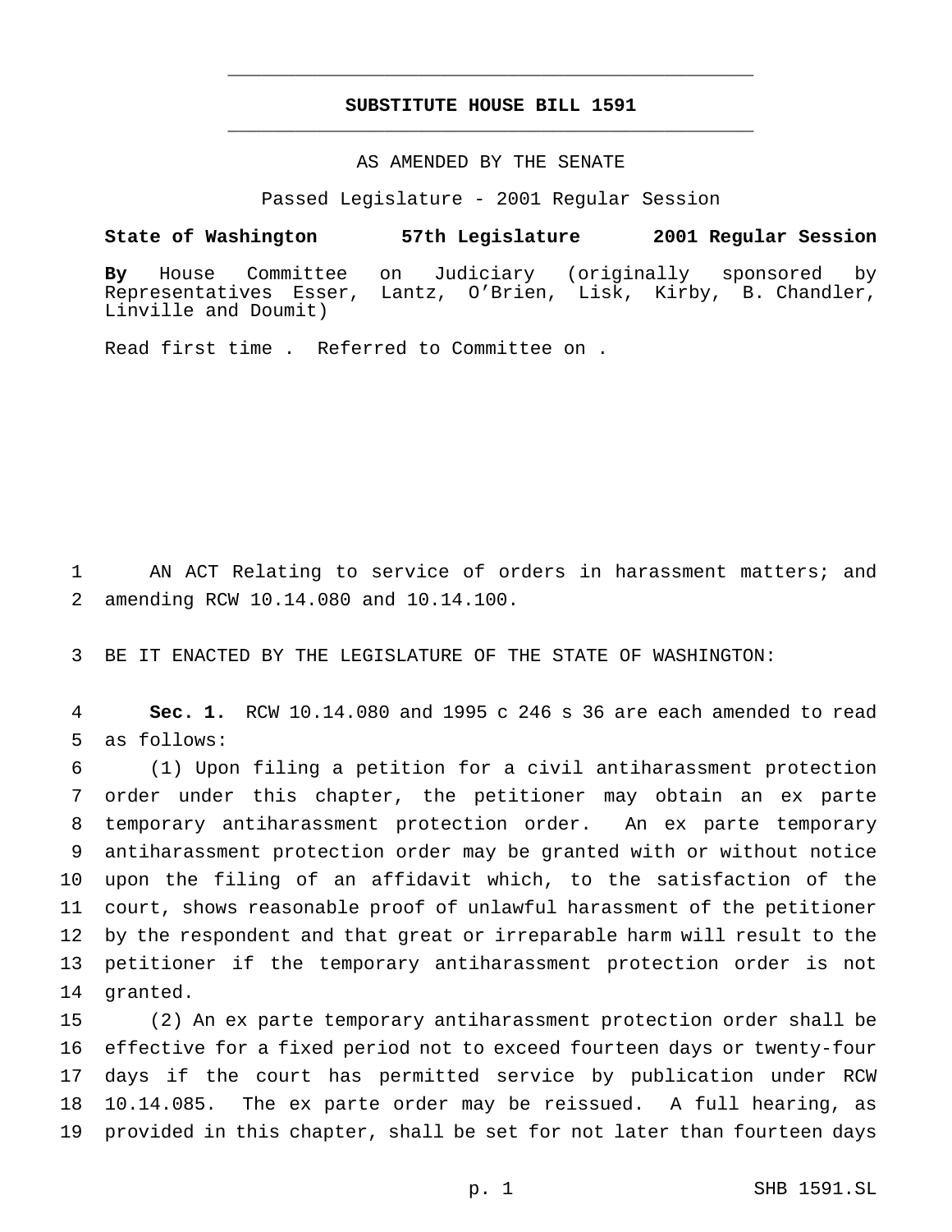# SUBSTITUTE HOUSE BILL 1591

AS AMENDED BY THE SENATE

Passed Legislature - 2001 Regular Session

**State of Washington 57th Legislature 2001 Regular Session**

**By** House Committee on Judiciary (originally sponsored by Representatives Esser, Lantz, O'Brien, Lisk, Kirby, B. Chandler, Linville and Doumit)

Read first time . Referred to Committee on .

AN ACT Relating to service of orders in harassment matters; and amending RCW 10.14.080 and 10.14.100.

BE IT ENACTED BY THE LEGISLATURE OF THE STATE OF WASHINGTON:

**Sec. 1.** RCW 10.14.080 and 1995 c 246 s 36 are each amended to read as follows:

(1) Upon filing a petition for a civil antiharassment protection order under this chapter, the petitioner may obtain an ex parte temporary antiharassment protection order. An ex parte temporary antiharassment protection order may be granted with or without notice upon the filing of an affidavit which, to the satisfaction of the court, shows reasonable proof of unlawful harassment of the petitioner by the respondent and that great or irreparable harm will result to the petitioner if the temporary antiharassment protection order is not granted.

(2) An ex parte temporary antiharassment protection order shall be effective for a fixed period not to exceed fourteen days or twenty-four days if the court has permitted service by publication under RCW 10.14.085. The ex parte order may be reissued. A full hearing, as provided in this chapter, shall be set for not later than fourteen days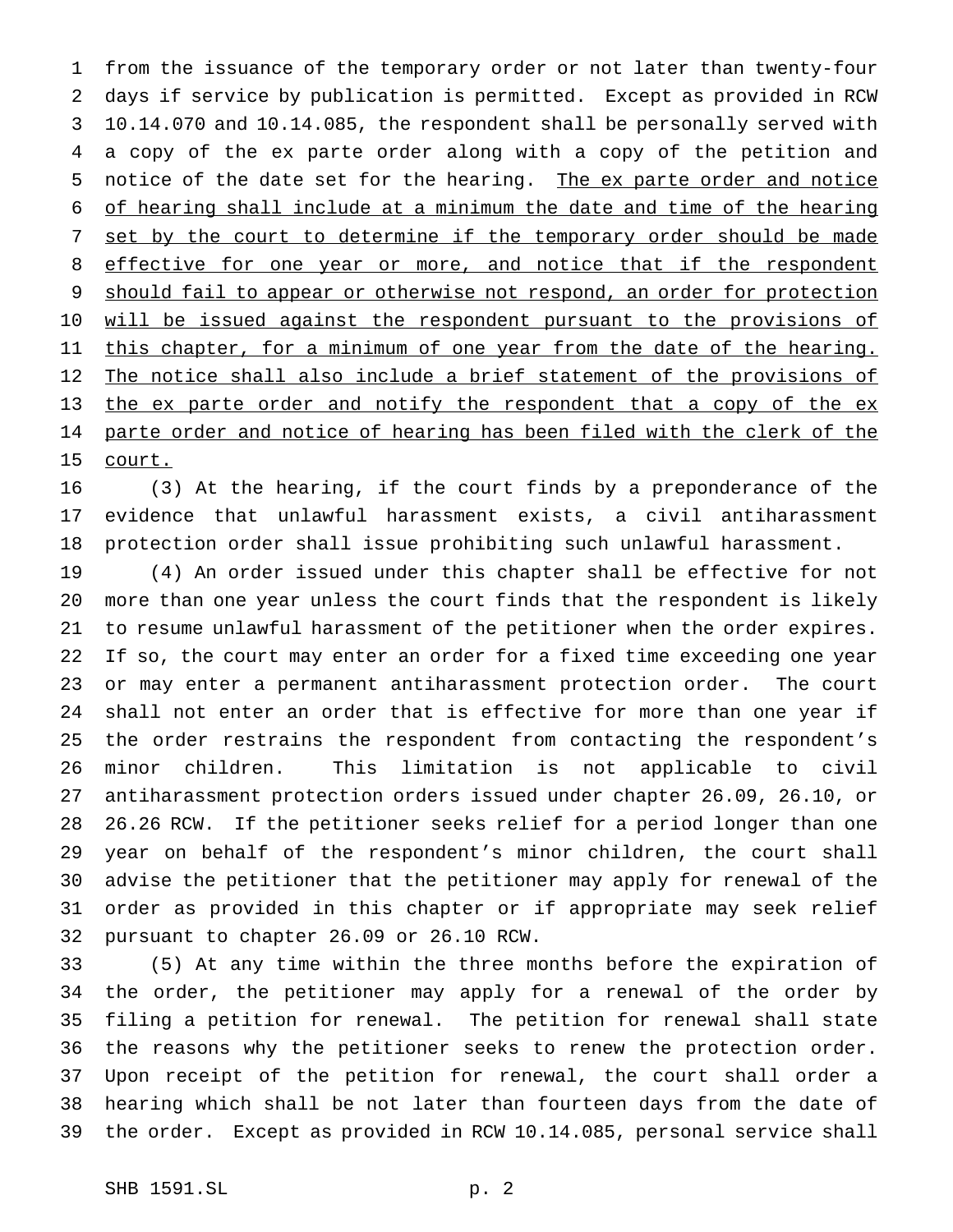from the issuance of the temporary order or not later than twenty-four days if service by publication is permitted. Except as provided in RCW 10.14.070 and 10.14.085, the respondent shall be personally served with a copy of the ex parte order along with a copy of the petition and notice of the date set for the hearing. <u>The ex parte order and notice of hearing shall include at a minimum the date and time of the hearing set by the court to determine if the temporary order should be made effective for one year or more, and notice that if the respondent should fail to appear or otherwise not respond, an order for protection will be issued against the respondent pursuant to the provisions of this chapter, for a minimum of one year from the date of the hearing. The notice shall also include a brief statement of the provisions of the ex parte order and notify the respondent that a copy of the ex parte order and notice of hearing has been filed with the clerk of the court.</u>

(3) At the hearing, if the court finds by a preponderance of the evidence that unlawful harassment exists, a civil antiharassment protection order shall issue prohibiting such unlawful harassment.

(4) An order issued under this chapter shall be effective for not more than one year unless the court finds that the respondent is likely to resume unlawful harassment of the petitioner when the order expires. If so, the court may enter an order for a fixed time exceeding one year or may enter a permanent antiharassment protection order. The court shall not enter an order that is effective for more than one year if the order restrains the respondent from contacting the respondent's minor children. This limitation is not applicable to civil antiharassment protection orders issued under chapter 26.09, 26.10, or 26.26 RCW. If the petitioner seeks relief for a period longer than one year on behalf of the respondent's minor children, the court shall advise the petitioner that the petitioner may apply for renewal of the order as provided in this chapter or if appropriate may seek relief pursuant to chapter 26.09 or 26.10 RCW.

(5) At any time within the three months before the expiration of the order, the petitioner may apply for a renewal of the order by filing a petition for renewal. The petition for renewal shall state the reasons why the petitioner seeks to renew the protection order. Upon receipt of the petition for renewal, the court shall order a hearing which shall be not later than fourteen days from the date of the order. Except as provided in RCW 10.14.085, personal service shall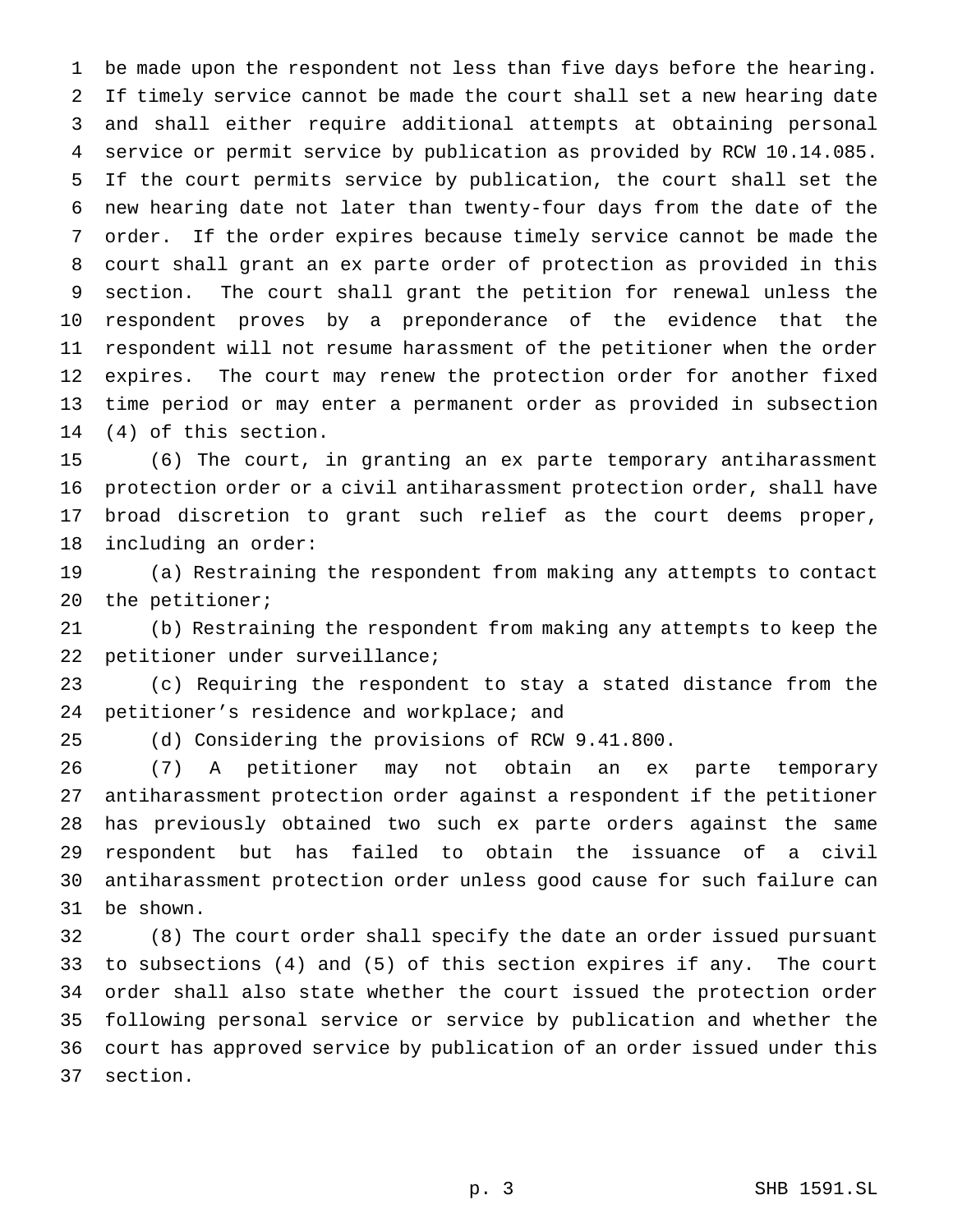be made upon the respondent not less than five days before the hearing. If timely service cannot be made the court shall set a new hearing date and shall either require additional attempts at obtaining personal service or permit service by publication as provided by RCW 10.14.085. If the court permits service by publication, the court shall set the new hearing date not later than twenty-four days from the date of the order. If the order expires because timely service cannot be made the court shall grant an ex parte order of protection as provided in this section. The court shall grant the petition for renewal unless the respondent proves by a preponderance of the evidence that the respondent will not resume harassment of the petitioner when the order expires. The court may renew the protection order for another fixed time period or may enter a permanent order as provided in subsection (4) of this section.

(6) The court, in granting an ex parte temporary antiharassment protection order or a civil antiharassment protection order, shall have broad discretion to grant such relief as the court deems proper, including an order:

(a) Restraining the respondent from making any attempts to contact the petitioner;

(b) Restraining the respondent from making any attempts to keep the petitioner under surveillance;

(c) Requiring the respondent to stay a stated distance from the petitioner's residence and workplace; and

(d) Considering the provisions of RCW 9.41.800.

(7) A petitioner may not obtain an ex parte temporary antiharassment protection order against a respondent if the petitioner has previously obtained two such ex parte orders against the same respondent but has failed to obtain the issuance of a civil antiharassment protection order unless good cause for such failure can be shown.

(8) The court order shall specify the date an order issued pursuant to subsections (4) and (5) of this section expires if any. The court order shall also state whether the court issued the protection order following personal service or service by publication and whether the court has approved service by publication of an order issued under this section.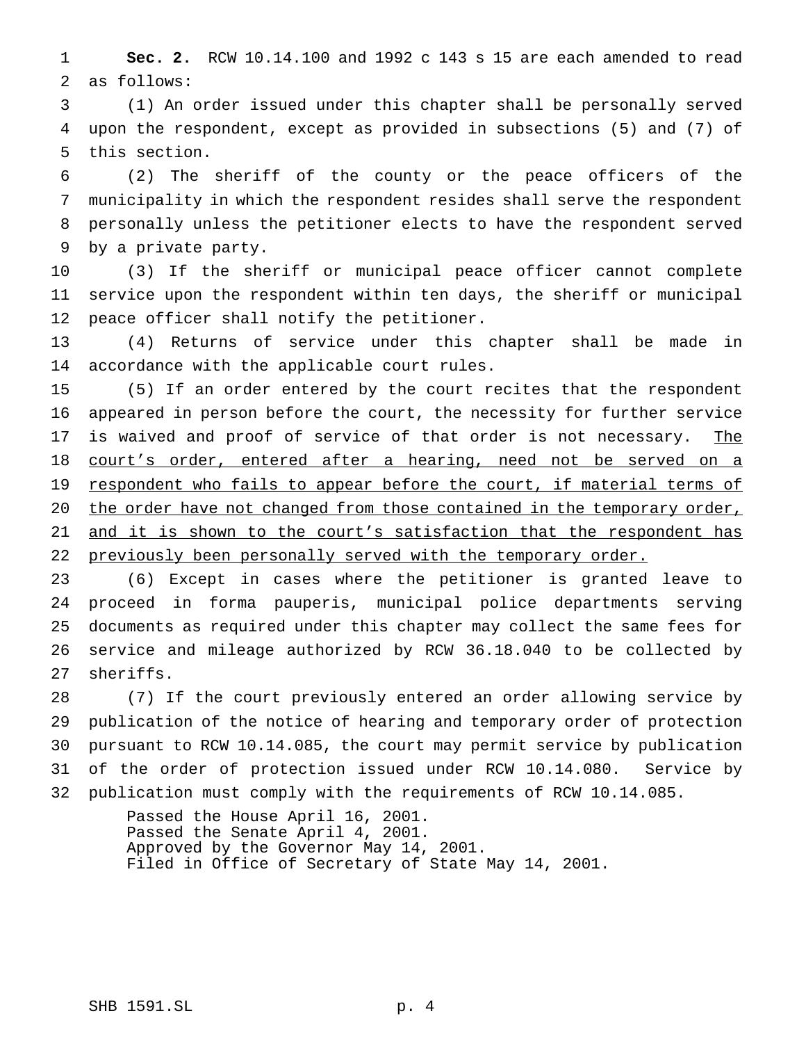**Sec. 2.** RCW 10.14.100 and 1992 c 143 s 15 are each amended to read as follows:

(1) An order issued under this chapter shall be personally served upon the respondent, except as provided in subsections (5) and (7) of this section.

(2) The sheriff of the county or the peace officers of the municipality in which the respondent resides shall serve the respondent personally unless the petitioner elects to have the respondent served by a private party.

(3) If the sheriff or municipal peace officer cannot complete service upon the respondent within ten days, the sheriff or municipal peace officer shall notify the petitioner.

(4) Returns of service under this chapter shall be made in accordance with the applicable court rules.

(5) If an order entered by the court recites that the respondent appeared in person before the court, the necessity for further service is waived and proof of service of that order is not necessary. <u>The court's order, entered after a hearing, need not be served on a respondent who fails to appear before the court, if material terms of the order have not changed from those contained in the temporary order, and it is shown to the court's satisfaction that the respondent has previously been personally served with the temporary order.</u>

(6) Except in cases where the petitioner is granted leave to proceed in forma pauperis, municipal police departments serving documents as required under this chapter may collect the same fees for service and mileage authorized by RCW 36.18.040 to be collected by sheriffs.

(7) If the court previously entered an order allowing service by publication of the notice of hearing and temporary order of protection pursuant to RCW 10.14.085, the court may permit service by publication of the order of protection issued under RCW 10.14.080. Service by publication must comply with the requirements of RCW 10.14.085.

Passed the House April 16, 2001.
Passed the Senate April 4, 2001.
Approved by the Governor May 14, 2001.
Filed in Office of Secretary of State May 14, 2001.